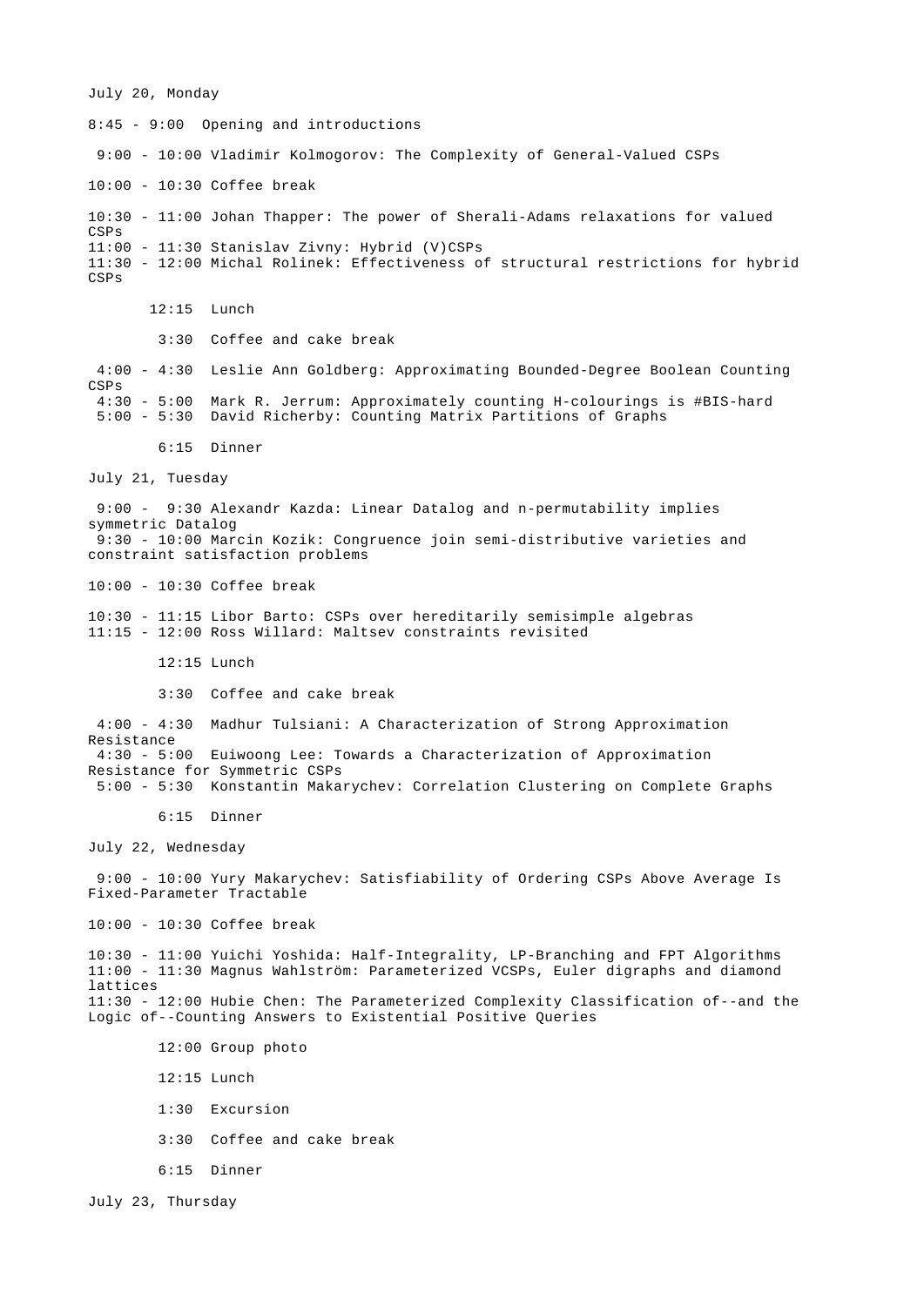July 20, Monday

8:45 - 9:00 Opening and introductions

9:00 - 10:00 Vladimir Kolmogorov: The Complexity of General-Valued CSPs

10:00 - 10:30 Coffee break

10:30 - 11:00 Johan Thapper: The power of Sherali-Adams relaxations for valued CSPs
11:00 - 11:30 Stanislav Zivny: Hybrid (V)CSPs
11:30 - 12:00 Michal Rolinek: Effectiveness of structural restrictions for hybrid CSPs

12:15 Lunch

3:30 Coffee and cake break

4:00 - 4:30 Leslie Ann Goldberg: Approximating Bounded-Degree Boolean Counting CSPs
4:30 - 5:00 Mark R. Jerrum: Approximately counting H-colourings is #BIS-hard
5:00 - 5:30 David Richerby: Counting Matrix Partitions of Graphs

6:15 Dinner

July 21, Tuesday

9:00 - 9:30 Alexandr Kazda: Linear Datalog and n-permutability implies symmetric Datalog
9:30 - 10:00 Marcin Kozik: Congruence join semi-distributive varieties and constraint satisfaction problems

10:00 - 10:30 Coffee break

10:30 - 11:15 Libor Barto: CSPs over hereditarily semisimple algebras
11:15 - 12:00 Ross Willard: Maltsev constraints revisited

12:15 Lunch

3:30 Coffee and cake break

4:00 - 4:30 Madhur Tulsiani: A Characterization of Strong Approximation Resistance
4:30 - 5:00 Euiwoong Lee: Towards a Characterization of Approximation Resistance for Symmetric CSPs
5:00 - 5:30 Konstantin Makarychev: Correlation Clustering on Complete Graphs

6:15 Dinner

July 22, Wednesday

9:00 - 10:00 Yury Makarychev: Satisfiability of Ordering CSPs Above Average Is Fixed-Parameter Tractable

10:00 - 10:30 Coffee break

10:30 - 11:00 Yuichi Yoshida: Half-Integrality, LP-Branching and FPT Algorithms
11:00 - 11:30 Magnus Wahlström: Parameterized VCSPs, Euler digraphs and diamond lattices
11:30 - 12:00 Hubie Chen: The Parameterized Complexity Classification of--and the Logic of--Counting Answers to Existential Positive Queries

12:00 Group photo

12:15 Lunch

1:30 Excursion

3:30 Coffee and cake break

6:15 Dinner

July 23, Thursday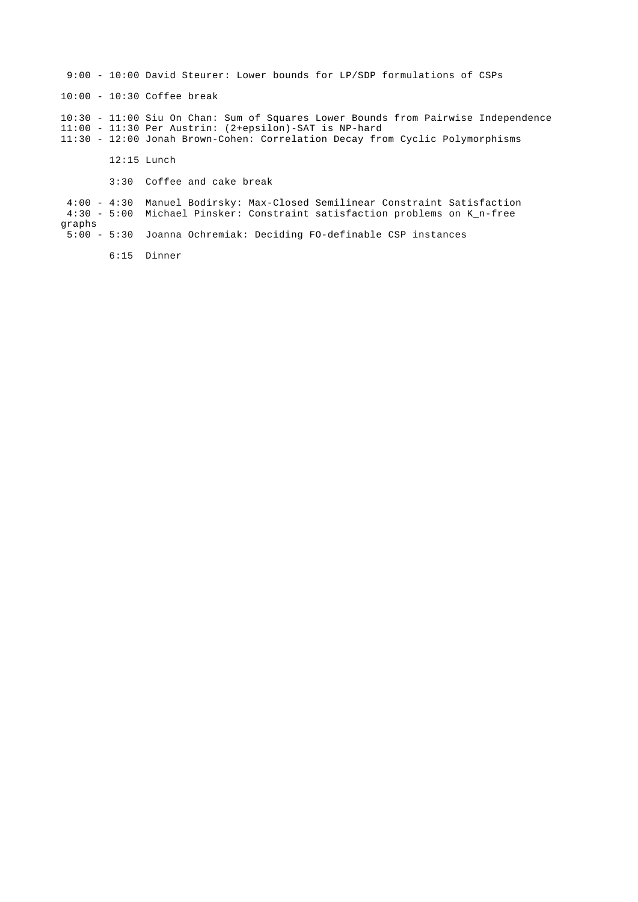9:00 - 10:00 David Steurer: Lower bounds for LP/SDP formulations of CSPs

10:00 - 10:30 Coffee break

10:30 - 11:00 Siu On Chan: Sum of Squares Lower Bounds from Pairwise Independence
11:00 - 11:30 Per Austrin: (2+epsilon)-SAT is NP-hard
11:30 - 12:00 Jonah Brown-Cohen: Correlation Decay from Cyclic Polymorphisms

12:15 Lunch

3:30 Coffee and cake break

4:00 - 4:30 Manuel Bodirsky: Max-Closed Semilinear Constraint Satisfaction
4:30 - 5:00 Michael Pinsker: Constraint satisfaction problems on K_n-free graphs
5:00 - 5:30 Joanna Ochremiak: Deciding FO-definable CSP instances

6:15 Dinner